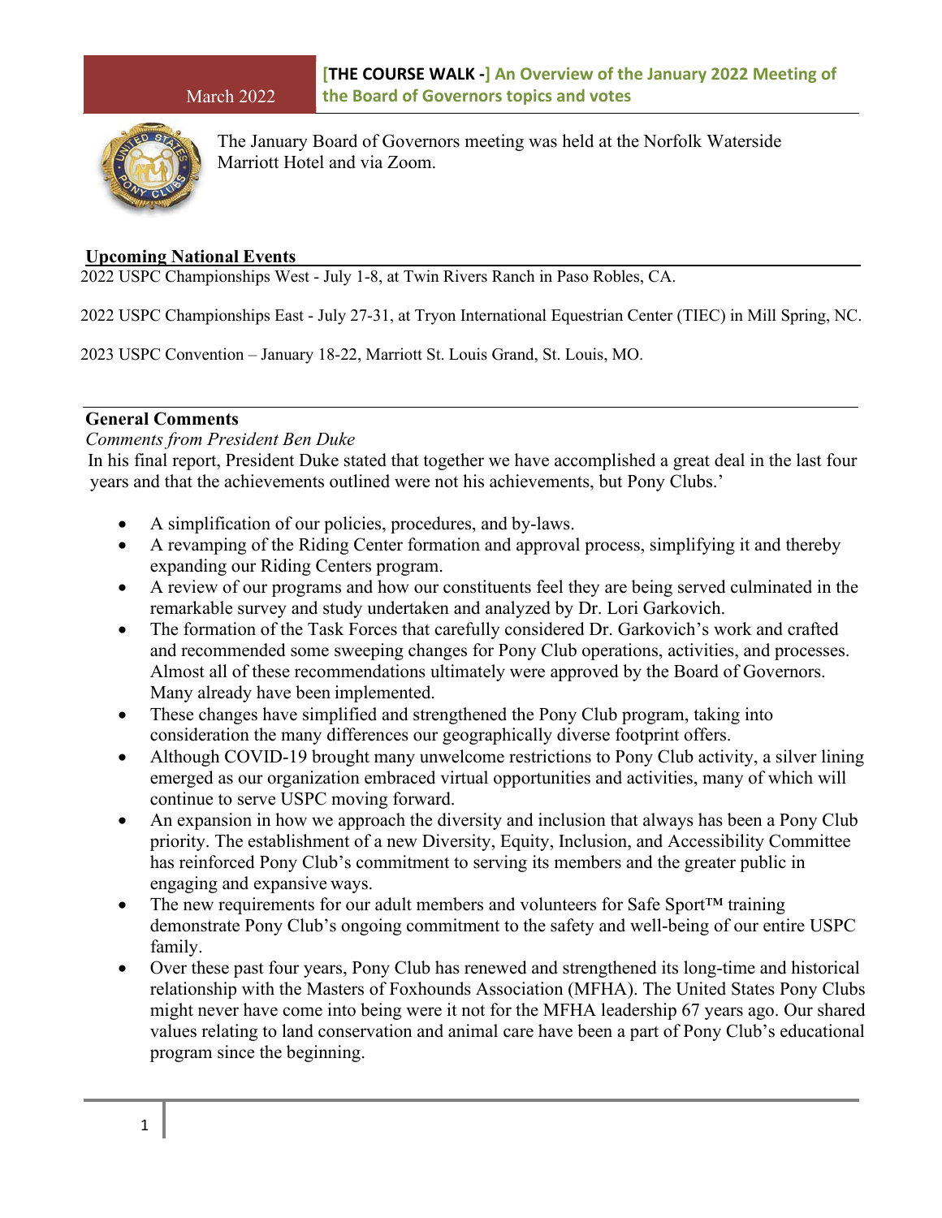March 2022

**[THE COURSE WALK -] An Overview of the January 2022 Meeting of the Board of Governors topics and votes**

The January Board of Governors meeting was held at the Norfolk Waterside Marriott Hotel and via Zoom.

## Upcoming National Events

2022 USPC Championships West - July 1-8, at Twin Rivers Ranch in Paso Robles, CA.

2022 USPC Championships East - July 27-31, at Tryon International Equestrian Center (TIEC) in Mill Spring, NC.

2023 USPC Convention – January 18-22, Marriott St. Louis Grand, St. Louis, MO.

## General Comments

*Comments from President Ben Duke*

In his final report, President Duke stated that together we have accomplished a great deal in the last four years and that the achievements outlined were not his achievements, but Pony Clubs.'

- A simplification of our policies, procedures, and by-laws.
- A revamping of the Riding Center formation and approval process, simplifying it and thereby expanding our Riding Centers program.
- A review of our programs and how our constituents feel they are being served culminated in the remarkable survey and study undertaken and analyzed by Dr. Lori Garkovich.
- The formation of the Task Forces that carefully considered Dr. Garkovich's work and crafted and recommended some sweeping changes for Pony Club operations, activities, and processes. Almost all of these recommendations ultimately were approved by the Board of Governors. Many already have been implemented.
- These changes have simplified and strengthened the Pony Club program, taking into consideration the many differences our geographically diverse footprint offers.
- Although COVID-19 brought many unwelcome restrictions to Pony Club activity, a silver lining emerged as our organization embraced virtual opportunities and activities, many of which will continue to serve USPC moving forward.
- An expansion in how we approach the diversity and inclusion that always has been a Pony Club priority. The establishment of a new Diversity, Equity, Inclusion, and Accessibility Committee has reinforced Pony Club's commitment to serving its members and the greater public in engaging and expansive ways.
- The new requirements for our adult members and volunteers for Safe Sport™ training demonstrate Pony Club's ongoing commitment to the safety and well-being of our entire USPC family.
- Over these past four years, Pony Club has renewed and strengthened its long-time and historical relationship with the Masters of Foxhounds Association (MFHA). The United States Pony Clubs might never have come into being were it not for the MFHA leadership 67 years ago. Our shared values relating to land conservation and animal care have been a part of Pony Club's educational program since the beginning.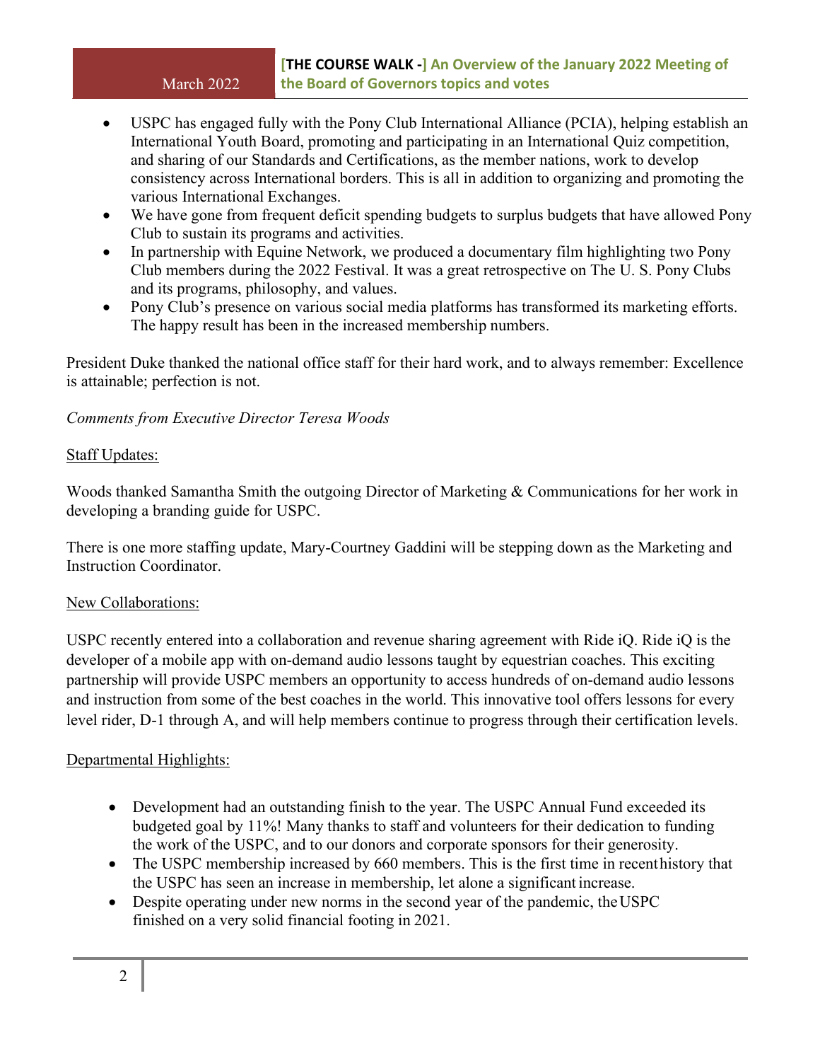- USPC has engaged fully with the Pony Club International Alliance (PCIA), helping establish an International Youth Board, promoting and participating in an International Quiz competition, and sharing of our Standards and Certifications, as the member nations, work to develop consistency across International borders. This is all in addition to organizing and promoting the various International Exchanges.
- We have gone from frequent deficit spending budgets to surplus budgets that have allowed Pony Club to sustain its programs and activities.
- In partnership with Equine Network, we produced a documentary film highlighting two Pony Club members during the 2022 Festival. It was a great retrospective on The U. S. Pony Clubs and its programs, philosophy, and values.
- Pony Club's presence on various social media platforms has transformed its marketing efforts. The happy result has been in the increased membership numbers.

President Duke thanked the national office staff for their hard work, and to always remember: Excellence is attainable; perfection is not.

*Comments from Executive Director Teresa Woods*

<u>Staff Updates:</u>

Woods thanked Samantha Smith the outgoing Director of Marketing & Communications for her work in developing a branding guide for USPC.

There is one more staffing update, Mary-Courtney Gaddini will be stepping down as the Marketing and Instruction Coordinator.

<u>New Collaborations:</u>

USPC recently entered into a collaboration and revenue sharing agreement with Ride iQ. Ride iQ is the developer of a mobile app with on-demand audio lessons taught by equestrian coaches. This exciting partnership will provide USPC members an opportunity to access hundreds of on-demand audio lessons and instruction from some of the best coaches in the world. This innovative tool offers lessons for every level rider, D-1 through A, and will help members continue to progress through their certification levels.

<u>Departmental Highlights:</u>

- Development had an outstanding finish to the year. The USPC Annual Fund exceeded its budgeted goal by 11%! Many thanks to staff and volunteers for their dedication to funding the work of the USPC, and to our donors and corporate sponsors for their generosity.
- The USPC membership increased by 660 members. This is the first time in recent history that the USPC has seen an increase in membership, let alone a significant increase.
- Despite operating under new norms in the second year of the pandemic, the USPC finished on a very solid financial footing in 2021.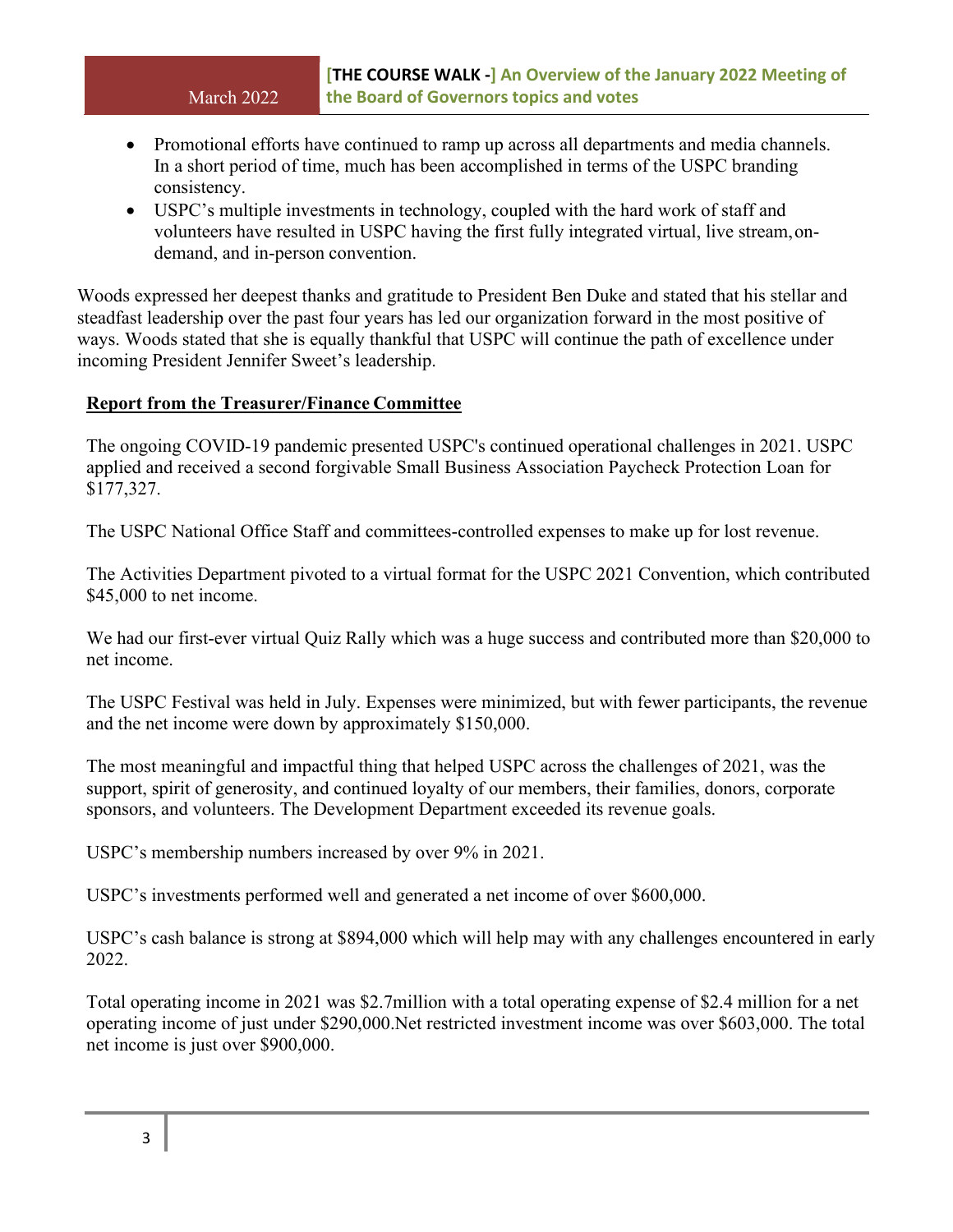- Promotional efforts have continued to ramp up across all departments and media channels. In a short period of time, much has been accomplished in terms of the USPC branding consistency.
- USPC's multiple investments in technology, coupled with the hard work of staff and volunteers have resulted in USPC having the first fully integrated virtual, live stream, on-demand, and in-person convention.

Woods expressed her deepest thanks and gratitude to President Ben Duke and stated that his stellar and steadfast leadership over the past four years has led our organization forward in the most positive of ways. Woods stated that she is equally thankful that USPC will continue the path of excellence under incoming President Jennifer Sweet's leadership.

**Report from the Treasurer/Finance Committee**

The ongoing COVID-19 pandemic presented USPC's continued operational challenges in 2021. USPC applied and received a second forgivable Small Business Association Paycheck Protection Loan for $177,327.

The USPC National Office Staff and committees-controlled expenses to make up for lost revenue.

The Activities Department pivoted to a virtual format for the USPC 2021 Convention, which contributed $45,000 to net income.

We had our first-ever virtual Quiz Rally which was a huge success and contributed more than $20,000 to net income.

The USPC Festival was held in July. Expenses were minimized, but with fewer participants, the revenue and the net income were down by approximately $150,000.

The most meaningful and impactful thing that helped USPC across the challenges of 2021, was the support, spirit of generosity, and continued loyalty of our members, their families, donors, corporate sponsors, and volunteers. The Development Department exceeded its revenue goals.

USPC's membership numbers increased by over 9% in 2021.

USPC's investments performed well and generated a net income of over $600,000.

USPC's cash balance is strong at $894,000 which will help may with any challenges encountered in early 2022.

Total operating income in 2021 was $2.7million with a total operating expense of $2.4 million for a net operating income of just under $290,000.Net restricted investment income was over $603,000. The total net income is just over $900,000.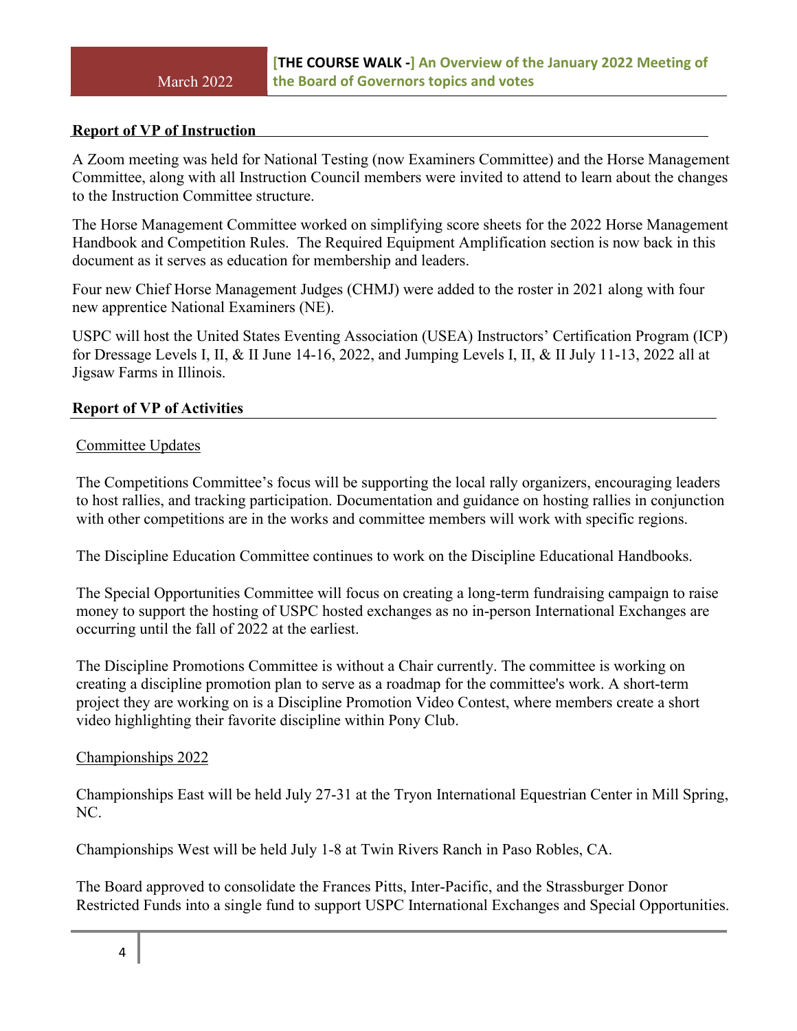## Report of VP of Instruction

A Zoom meeting was held for National Testing (now Examiners Committee) and the Horse Management Committee, along with all Instruction Council members were invited to attend to learn about the changes to the Instruction Committee structure.

The Horse Management Committee worked on simplifying score sheets for the 2022 Horse Management Handbook and Competition Rules. The Required Equipment Amplification section is now back in this document as it serves as education for membership and leaders.

Four new Chief Horse Management Judges (CHMJ) were added to the roster in 2021 along with four new apprentice National Examiners (NE).

USPC will host the United States Eventing Association (USEA) Instructors' Certification Program (ICP) for Dressage Levels I, II, & II June 14-16, 2022, and Jumping Levels I, II, & II July 11-13, 2022 all at Jigsaw Farms in Illinois.

## Report of VP of Activities

### Committee Updates

The Competitions Committee's focus will be supporting the local rally organizers, encouraging leaders to host rallies, and tracking participation. Documentation and guidance on hosting rallies in conjunction with other competitions are in the works and committee members will work with specific regions.

The Discipline Education Committee continues to work on the Discipline Educational Handbooks.

The Special Opportunities Committee will focus on creating a long-term fundraising campaign to raise money to support the hosting of USPC hosted exchanges as no in-person International Exchanges are occurring until the fall of 2022 at the earliest.

The Discipline Promotions Committee is without a Chair currently. The committee is working on creating a discipline promotion plan to serve as a roadmap for the committee's work. A short-term project they are working on is a Discipline Promotion Video Contest, where members create a short video highlighting their favorite discipline within Pony Club.

### Championships 2022

Championships East will be held July 27-31 at the Tryon International Equestrian Center in Mill Spring, NC.

Championships West will be held July 1-8 at Twin Rivers Ranch in Paso Robles, CA.

The Board approved to consolidate the Frances Pitts, Inter-Pacific, and the Strassburger Donor Restricted Funds into a single fund to support USPC International Exchanges and Special Opportunities.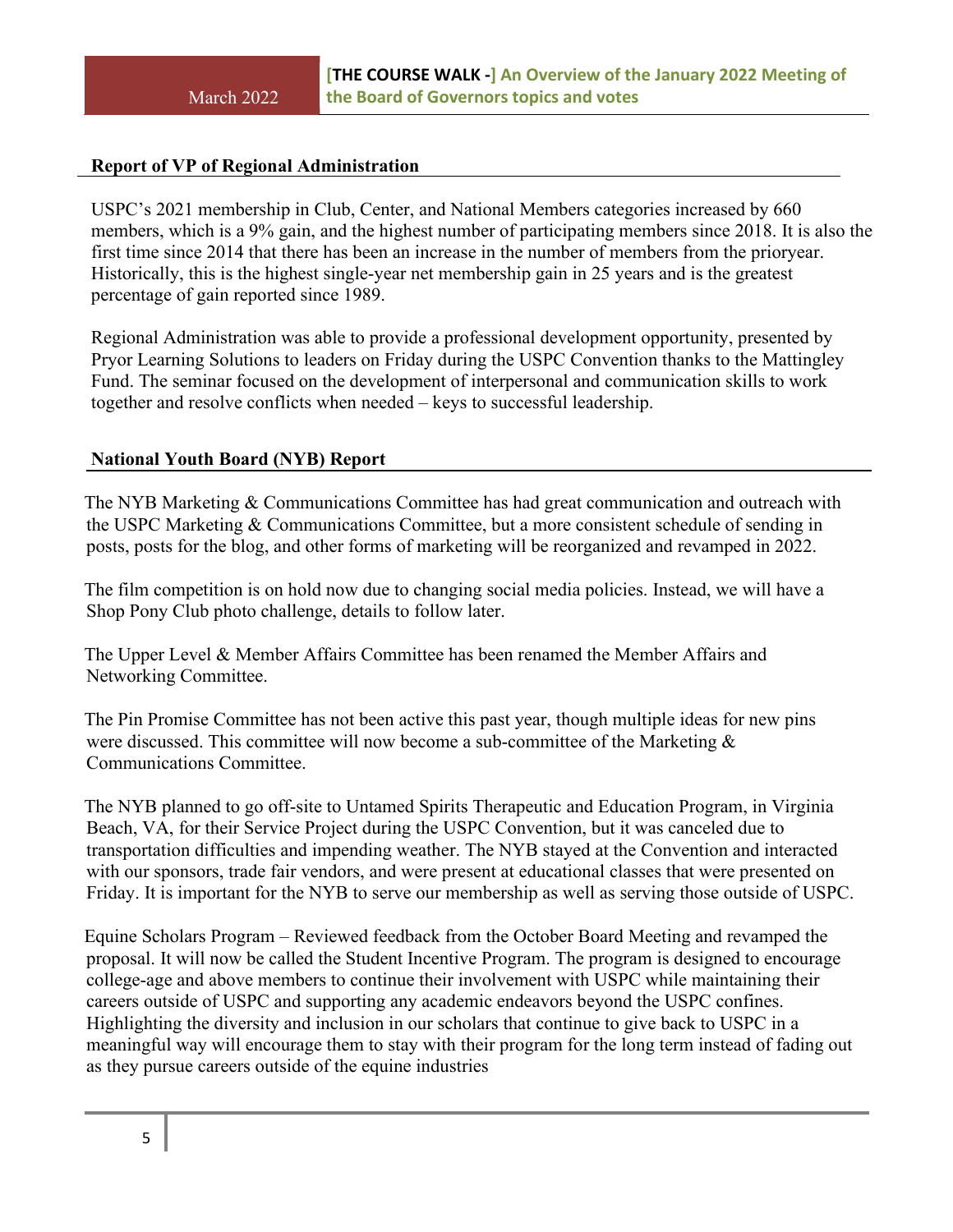## Report of VP of Regional Administration

USPC's 2021 membership in Club, Center, and National Members categories increased by 660 members, which is a 9% gain, and the highest number of participating members since 2018. It is also the first time since 2014 that there has been an increase in the number of members from the prioryear. Historically, this is the highest single-year net membership gain in 25 years and is the greatest percentage of gain reported since 1989.

Regional Administration was able to provide a professional development opportunity, presented by Pryor Learning Solutions to leaders on Friday during the USPC Convention thanks to the Mattingley Fund. The seminar focused on the development of interpersonal and communication skills to work together and resolve conflicts when needed – keys to successful leadership.

## National Youth Board (NYB) Report

The NYB Marketing & Communications Committee has had great communication and outreach with the USPC Marketing & Communications Committee, but a more consistent schedule of sending in posts, posts for the blog, and other forms of marketing will be reorganized and revamped in 2022.

The film competition is on hold now due to changing social media policies. Instead, we will have a Shop Pony Club photo challenge, details to follow later.

The Upper Level & Member Affairs Committee has been renamed the Member Affairs and Networking Committee.

The Pin Promise Committee has not been active this past year, though multiple ideas for new pins were discussed. This committee will now become a sub-committee of the Marketing & Communications Committee.

The NYB planned to go off-site to Untamed Spirits Therapeutic and Education Program, in Virginia Beach, VA, for their Service Project during the USPC Convention, but it was canceled due to transportation difficulties and impending weather. The NYB stayed at the Convention and interacted with our sponsors, trade fair vendors, and were present at educational classes that were presented on Friday. It is important for the NYB to serve our membership as well as serving those outside of USPC.

Equine Scholars Program – Reviewed feedback from the October Board Meeting and revamped the proposal. It will now be called the Student Incentive Program. The program is designed to encourage college-age and above members to continue their involvement with USPC while maintaining their careers outside of USPC and supporting any academic endeavors beyond the USPC confines. Highlighting the diversity and inclusion in our scholars that continue to give back to USPC in a meaningful way will encourage them to stay with their program for the long term instead of fading out as they pursue careers outside of the equine industries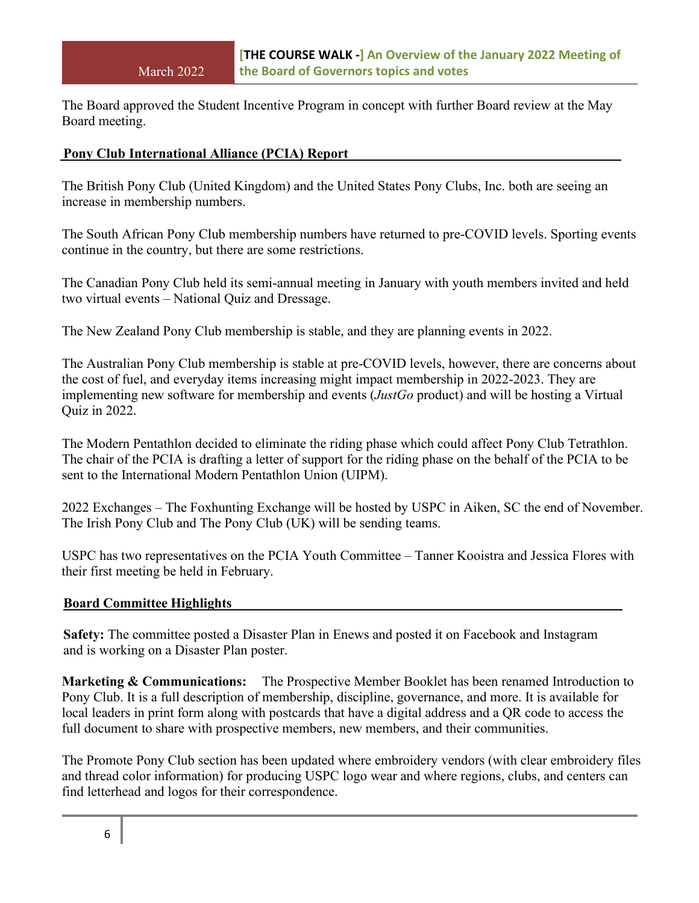The Board approved the Student Incentive Program in concept with further Board review at the May Board meeting.

## Pony Club International Alliance (PCIA) Report

The British Pony Club (United Kingdom) and the United States Pony Clubs, Inc. both are seeing an increase in membership numbers.

The South African Pony Club membership numbers have returned to pre-COVID levels. Sporting events continue in the country, but there are some restrictions.

The Canadian Pony Club held its semi-annual meeting in January with youth members invited and held two virtual events – National Quiz and Dressage.

The New Zealand Pony Club membership is stable, and they are planning events in 2022.

The Australian Pony Club membership is stable at pre-COVID levels, however, there are concerns about the cost of fuel, and everyday items increasing might impact membership in 2022-2023. They are implementing new software for membership and events (*JustGo* product) and will be hosting a Virtual Quiz in 2022.

The Modern Pentathlon decided to eliminate the riding phase which could affect Pony Club Tetrathlon. The chair of the PCIA is drafting a letter of support for the riding phase on the behalf of the PCIA to be sent to the International Modern Pentathlon Union (UIPM).

2022 Exchanges – The Foxhunting Exchange will be hosted by USPC in Aiken, SC the end of November. The Irish Pony Club and The Pony Club (UK) will be sending teams.

USPC has two representatives on the PCIA Youth Committee – Tanner Kooistra and Jessica Flores with their first meeting be held in February.

## Board Committee Highlights

**Safety:** The committee posted a Disaster Plan in Enews and posted it on Facebook and Instagram and is working on a Disaster Plan poster.

**Marketing & Communications:** The Prospective Member Booklet has been renamed Introduction to Pony Club. It is a full description of membership, discipline, governance, and more. It is available for local leaders in print form along with postcards that have a digital address and a QR code to access the full document to share with prospective members, new members, and their communities.

The Promote Pony Club section has been updated where embroidery vendors (with clear embroidery files and thread color information) for producing USPC logo wear and where regions, clubs, and centers can find letterhead and logos for their correspondence.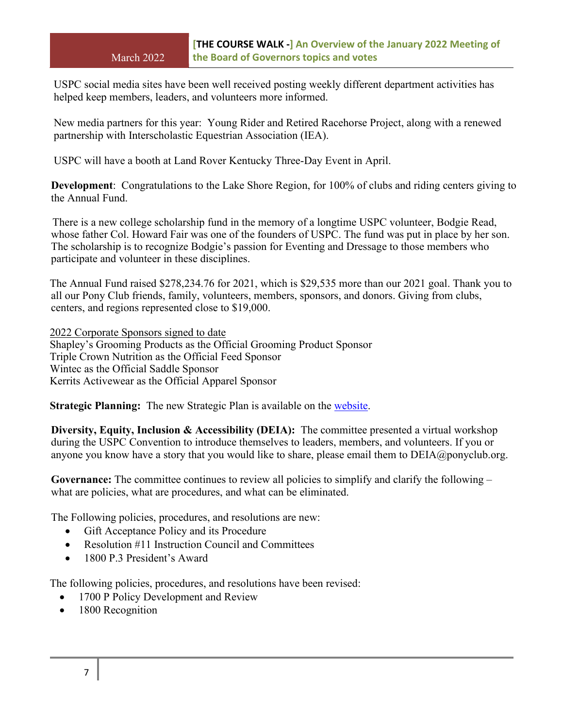USPC social media sites have been well received posting weekly different department activities has helped keep members, leaders, and volunteers more informed.

New media partners for this year: Young Rider and Retired Racehorse Project, along with a renewed partnership with Interscholastic Equestrian Association (IEA).

USPC will have a booth at Land Rover Kentucky Three-Day Event in April.

**Development**: Congratulations to the Lake Shore Region, for 100% of clubs and riding centers giving to the Annual Fund.

There is a new college scholarship fund in the memory of a longtime USPC volunteer, Bodgie Read, whose father Col. Howard Fair was one of the founders of USPC. The fund was put in place by her son. The scholarship is to recognize Bodgie's passion for Eventing and Dressage to those members who participate and volunteer in these disciplines.

The Annual Fund raised $278,234.76 for 2021, which is $29,535 more than our 2021 goal. Thank you to all our Pony Club friends, family, volunteers, members, sponsors, and donors. Giving from clubs, centers, and regions represented close to $19,000.

2022 Corporate Sponsors signed to date
Shapley's Grooming Products as the Official Grooming Product Sponsor
Triple Crown Nutrition as the Official Feed Sponsor
Wintec as the Official Saddle Sponsor
Kerrits Activewear as the Official Apparel Sponsor

**Strategic Planning:** The new Strategic Plan is available on the website.

**Diversity, Equity, Inclusion & Accessibility (DEIA):** The committee presented a virtual workshop during the USPC Convention to introduce themselves to leaders, members, and volunteers. If you or anyone you know have a story that you would like to share, please email them to DEIA@ponyclub.org.

**Governance:** The committee continues to review all policies to simplify and clarify the following – what are policies, what are procedures, and what can be eliminated.

The Following policies, procedures, and resolutions are new:

- Gift Acceptance Policy and its Procedure
- Resolution #11 Instruction Council and Committees
- 1800 P.3 President's Award

The following policies, procedures, and resolutions have been revised:

- 1700 P Policy Development and Review
- 1800 Recognition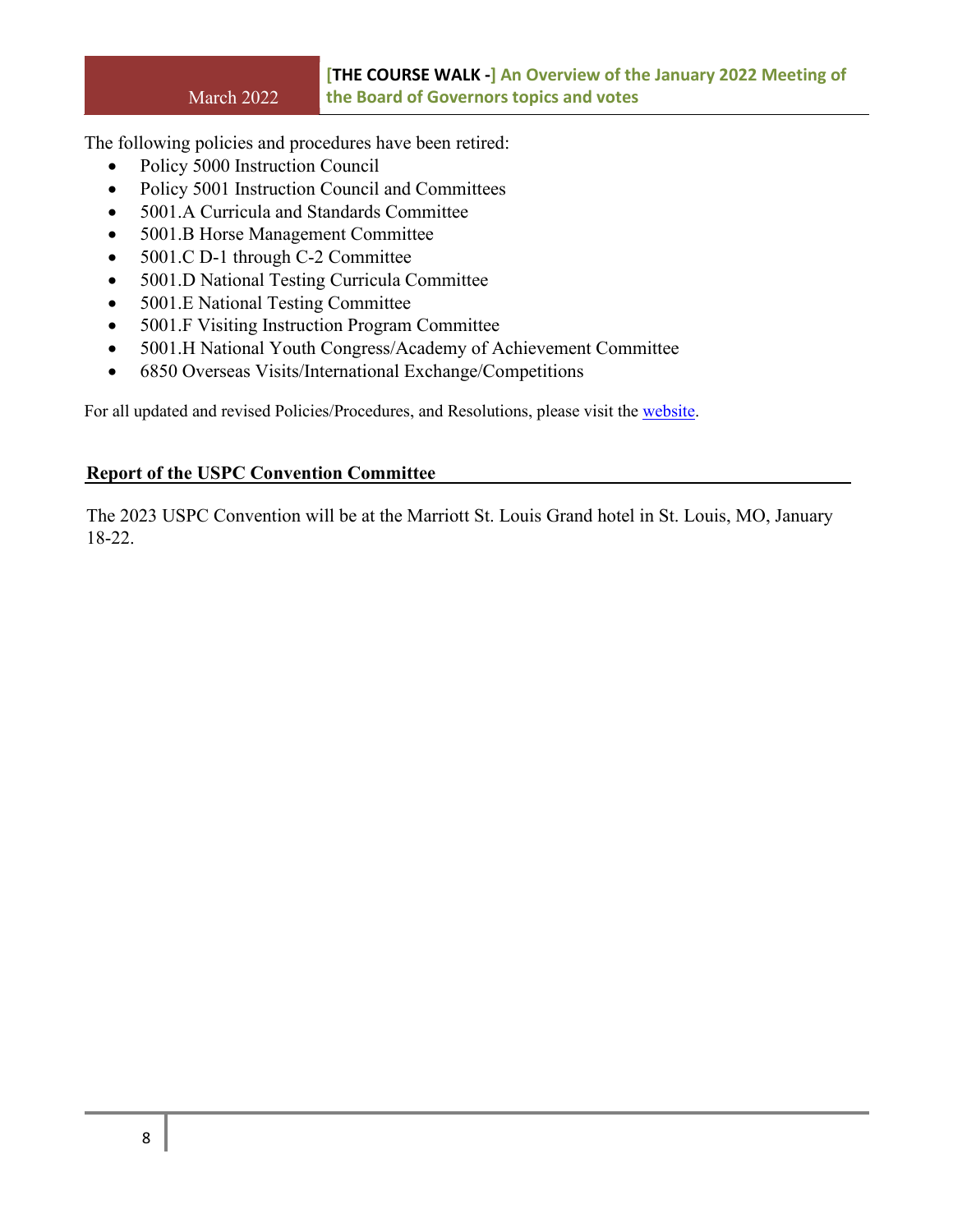The following policies and procedures have been retired:

- Policy 5000 Instruction Council
- Policy 5001 Instruction Council and Committees
- 5001.A Curricula and Standards Committee
- 5001.B Horse Management Committee
- 5001.C D-1 through C-2 Committee
- 5001.D National Testing Curricula Committee
- 5001.E National Testing Committee
- 5001.F Visiting Instruction Program Committee
- 5001.H National Youth Congress/Academy of Achievement Committee
- 6850 Overseas Visits/International Exchange/Competitions

For all updated and revised Policies/Procedures, and Resolutions, please visit the website.

## Report of the USPC Convention Committee

The 2023 USPC Convention will be at the Marriott St. Louis Grand hotel in St. Louis, MO, January 18-22.